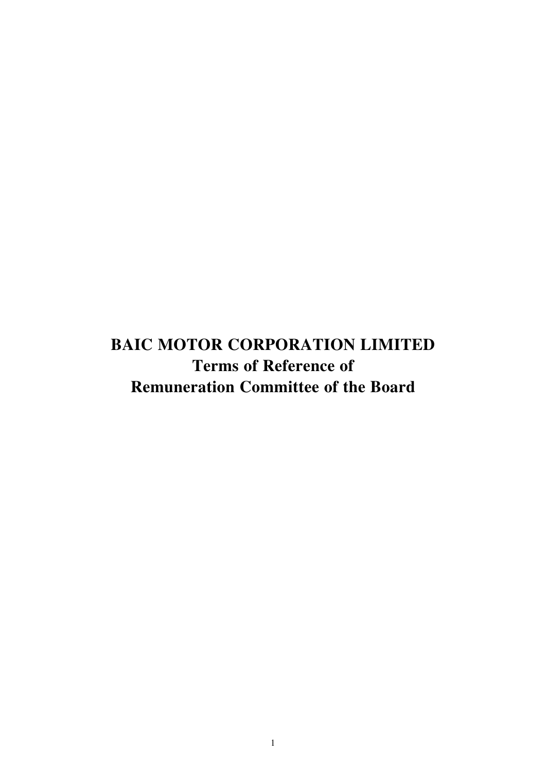# BAIC MOTOR CORPORATION LIMITED
# Terms of Reference of
# Remuneration Committee of the Board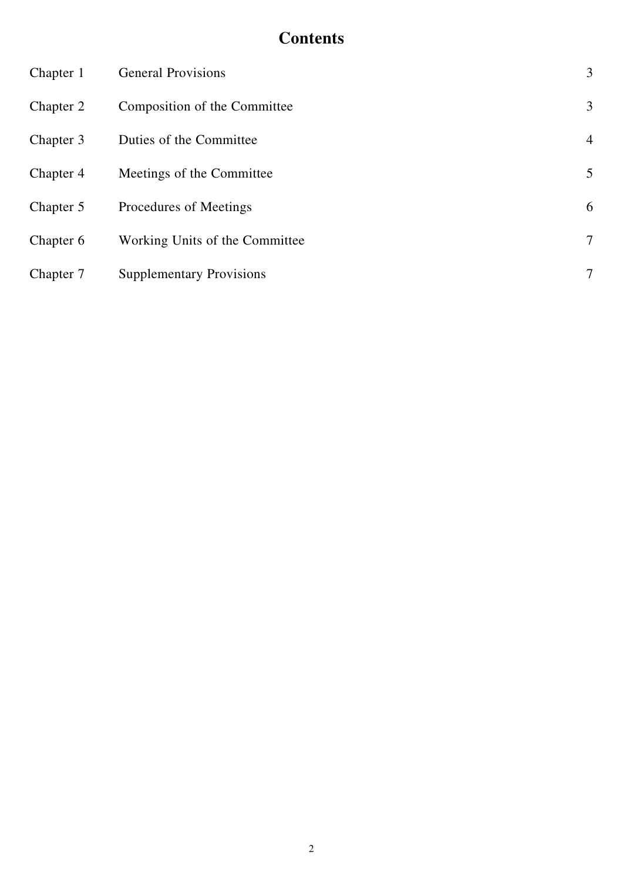# Contents

| | | |
|---|---|---|
| Chapter 1 | General Provisions | 3 |
| Chapter 2 | Composition of the Committee | 3 |
| Chapter 3 | Duties of the Committee | 4 |
| Chapter 4 | Meetings of the Committee | 5 |
| Chapter 5 | Procedures of Meetings | 6 |
| Chapter 6 | Working Units of the Committee | 7 |
| Chapter 7 | Supplementary Provisions | 7 |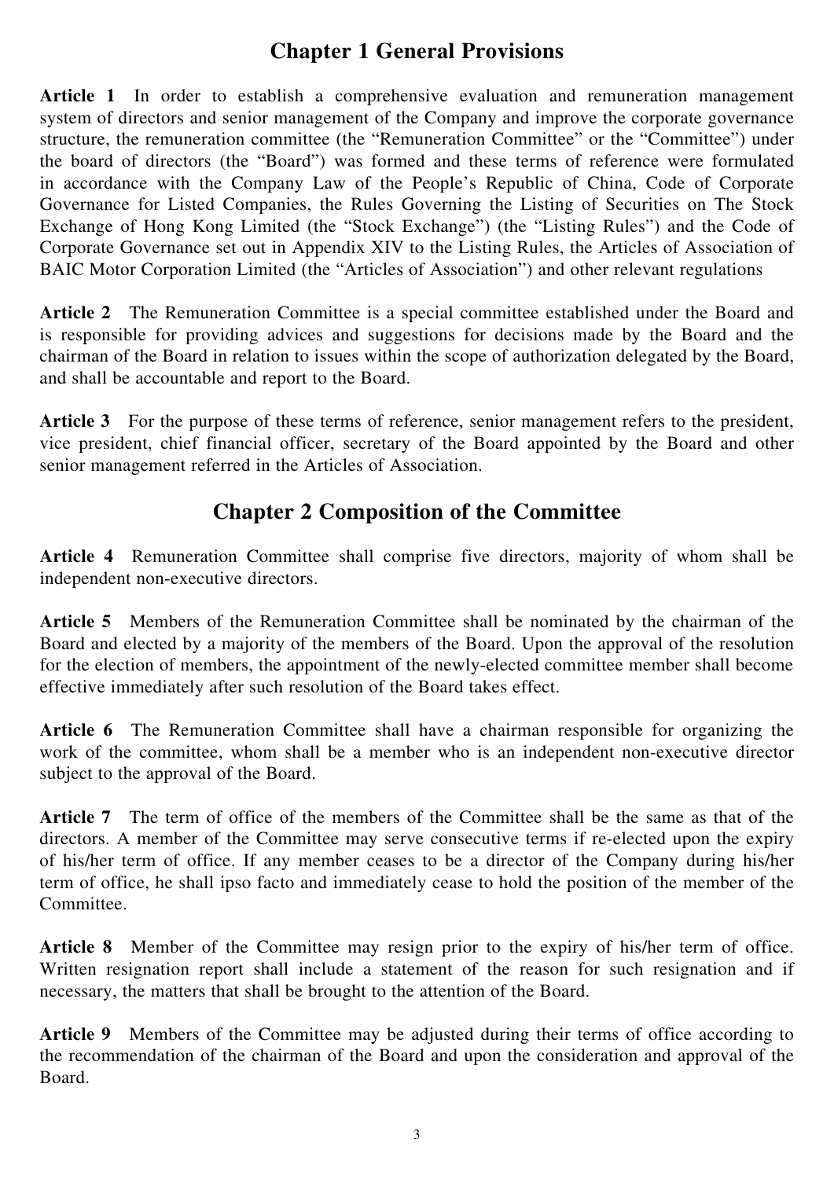## Chapter 1 General Provisions

**Article 1** In order to establish a comprehensive evaluation and remuneration management system of directors and senior management of the Company and improve the corporate governance structure, the remuneration committee (the "Remuneration Committee" or the "Committee") under the board of directors (the "Board") was formed and these terms of reference were formulated in accordance with the Company Law of the People's Republic of China, Code of Corporate Governance for Listed Companies, the Rules Governing the Listing of Securities on The Stock Exchange of Hong Kong Limited (the "Stock Exchange") (the "Listing Rules") and the Code of Corporate Governance set out in Appendix XIV to the Listing Rules, the Articles of Association of BAIC Motor Corporation Limited (the "Articles of Association") and other relevant regulations

**Article 2** The Remuneration Committee is a special committee established under the Board and is responsible for providing advices and suggestions for decisions made by the Board and the chairman of the Board in relation to issues within the scope of authorization delegated by the Board, and shall be accountable and report to the Board.

**Article 3** For the purpose of these terms of reference, senior management refers to the president, vice president, chief financial officer, secretary of the Board appointed by the Board and other senior management referred in the Articles of Association.

## Chapter 2 Composition of the Committee

**Article 4** Remuneration Committee shall comprise five directors, majority of whom shall be independent non-executive directors.

**Article 5** Members of the Remuneration Committee shall be nominated by the chairman of the Board and elected by a majority of the members of the Board. Upon the approval of the resolution for the election of members, the appointment of the newly-elected committee member shall become effective immediately after such resolution of the Board takes effect.

**Article 6** The Remuneration Committee shall have a chairman responsible for organizing the work of the committee, whom shall be a member who is an independent non-executive director subject to the approval of the Board.

**Article 7** The term of office of the members of the Committee shall be the same as that of the directors. A member of the Committee may serve consecutive terms if re-elected upon the expiry of his/her term of office. If any member ceases to be a director of the Company during his/her term of office, he shall ipso facto and immediately cease to hold the position of the member of the Committee.

**Article 8** Member of the Committee may resign prior to the expiry of his/her term of office. Written resignation report shall include a statement of the reason for such resignation and if necessary, the matters that shall be brought to the attention of the Board.

**Article 9** Members of the Committee may be adjusted during their terms of office according to the recommendation of the chairman of the Board and upon the consideration and approval of the Board.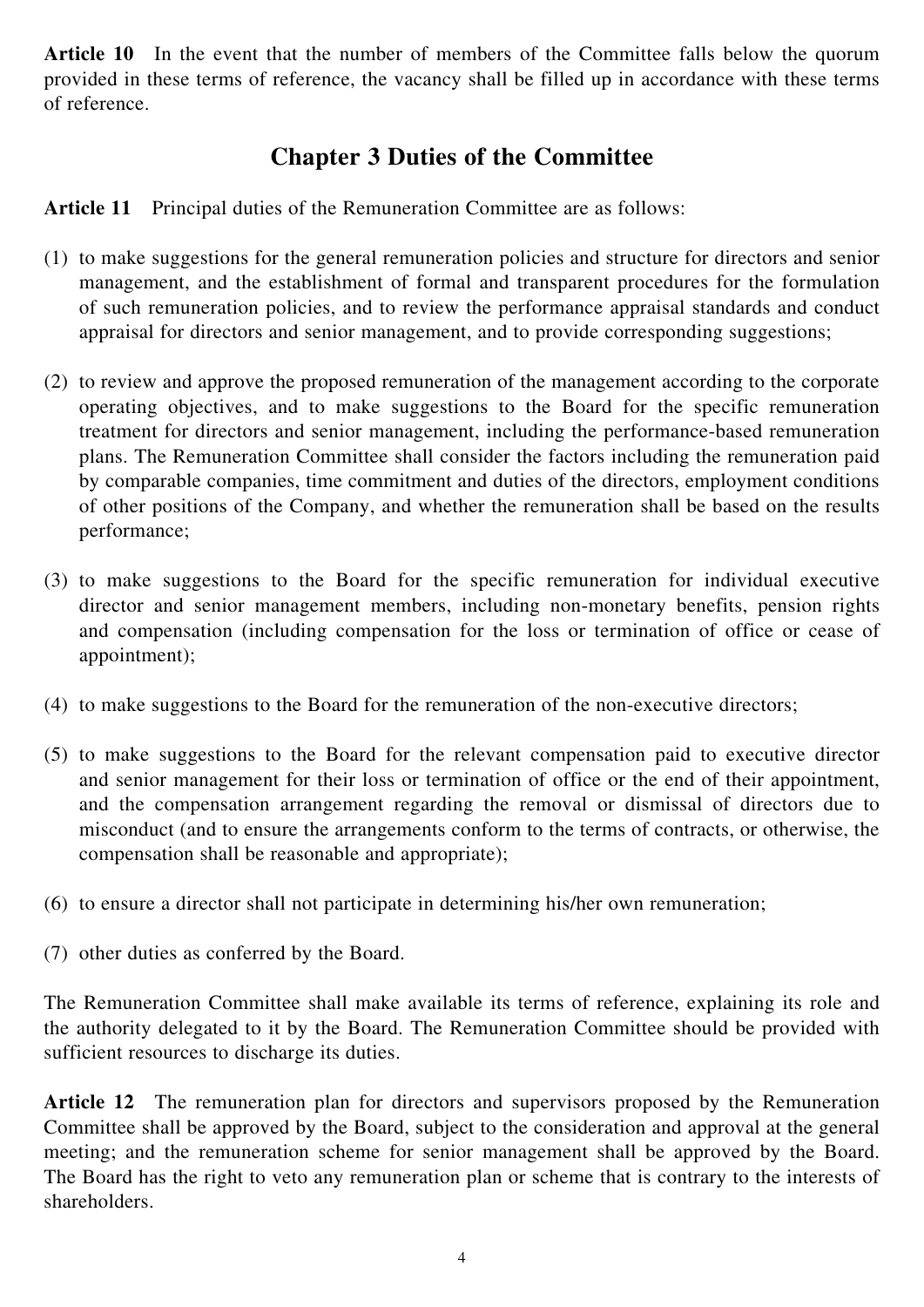**Article 10** In the event that the number of members of the Committee falls below the quorum provided in these terms of reference, the vacancy shall be filled up in accordance with these terms of reference.

## Chapter 3 Duties of the Committee

**Article 11** Principal duties of the Remuneration Committee are as follows:

(1) to make suggestions for the general remuneration policies and structure for directors and senior management, and the establishment of formal and transparent procedures for the formulation of such remuneration policies, and to review the performance appraisal standards and conduct appraisal for directors and senior management, and to provide corresponding suggestions;

(2) to review and approve the proposed remuneration of the management according to the corporate operating objectives, and to make suggestions to the Board for the specific remuneration treatment for directors and senior management, including the performance-based remuneration plans. The Remuneration Committee shall consider the factors including the remuneration paid by comparable companies, time commitment and duties of the directors, employment conditions of other positions of the Company, and whether the remuneration shall be based on the results performance;

(3) to make suggestions to the Board for the specific remuneration for individual executive director and senior management members, including non-monetary benefits, pension rights and compensation (including compensation for the loss or termination of office or cease of appointment);

(4) to make suggestions to the Board for the remuneration of the non-executive directors;

(5) to make suggestions to the Board for the relevant compensation paid to executive director and senior management for their loss or termination of office or the end of their appointment, and the compensation arrangement regarding the removal or dismissal of directors due to misconduct (and to ensure the arrangements conform to the terms of contracts, or otherwise, the compensation shall be reasonable and appropriate);

(6) to ensure a director shall not participate in determining his/her own remuneration;

(7) other duties as conferred by the Board.

The Remuneration Committee shall make available its terms of reference, explaining its role and the authority delegated to it by the Board. The Remuneration Committee should be provided with sufficient resources to discharge its duties.

**Article 12** The remuneration plan for directors and supervisors proposed by the Remuneration Committee shall be approved by the Board, subject to the consideration and approval at the general meeting; and the remuneration scheme for senior management shall be approved by the Board. The Board has the right to veto any remuneration plan or scheme that is contrary to the interests of shareholders.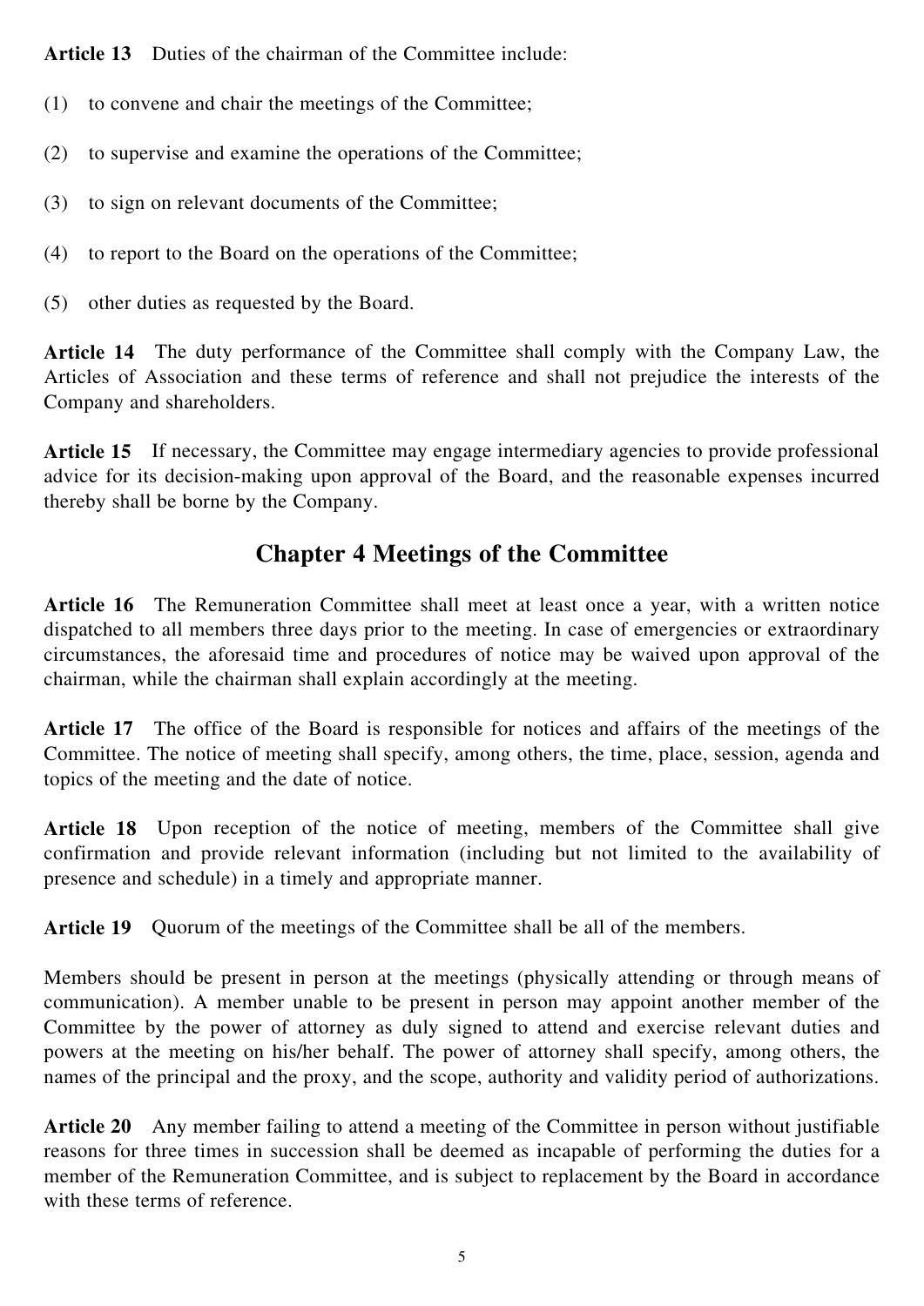**Article 13** Duties of the chairman of the Committee include:

(1) to convene and chair the meetings of the Committee;

(2) to supervise and examine the operations of the Committee;

(3) to sign on relevant documents of the Committee;

(4) to report to the Board on the operations of the Committee;

(5) other duties as requested by the Board.

**Article 14** The duty performance of the Committee shall comply with the Company Law, the Articles of Association and these terms of reference and shall not prejudice the interests of the Company and shareholders.

**Article 15** If necessary, the Committee may engage intermediary agencies to provide professional advice for its decision-making upon approval of the Board, and the reasonable expenses incurred thereby shall be borne by the Company.

## Chapter 4 Meetings of the Committee

**Article 16** The Remuneration Committee shall meet at least once a year, with a written notice dispatched to all members three days prior to the meeting. In case of emergencies or extraordinary circumstances, the aforesaid time and procedures of notice may be waived upon approval of the chairman, while the chairman shall explain accordingly at the meeting.

**Article 17** The office of the Board is responsible for notices and affairs of the meetings of the Committee. The notice of meeting shall specify, among others, the time, place, session, agenda and topics of the meeting and the date of notice.

**Article 18** Upon reception of the notice of meeting, members of the Committee shall give confirmation and provide relevant information (including but not limited to the availability of presence and schedule) in a timely and appropriate manner.

**Article 19** Quorum of the meetings of the Committee shall be all of the members.

Members should be present in person at the meetings (physically attending or through means of communication). A member unable to be present in person may appoint another member of the Committee by the power of attorney as duly signed to attend and exercise relevant duties and powers at the meeting on his/her behalf. The power of attorney shall specify, among others, the names of the principal and the proxy, and the scope, authority and validity period of authorizations.

**Article 20** Any member failing to attend a meeting of the Committee in person without justifiable reasons for three times in succession shall be deemed as incapable of performing the duties for a member of the Remuneration Committee, and is subject to replacement by the Board in accordance with these terms of reference.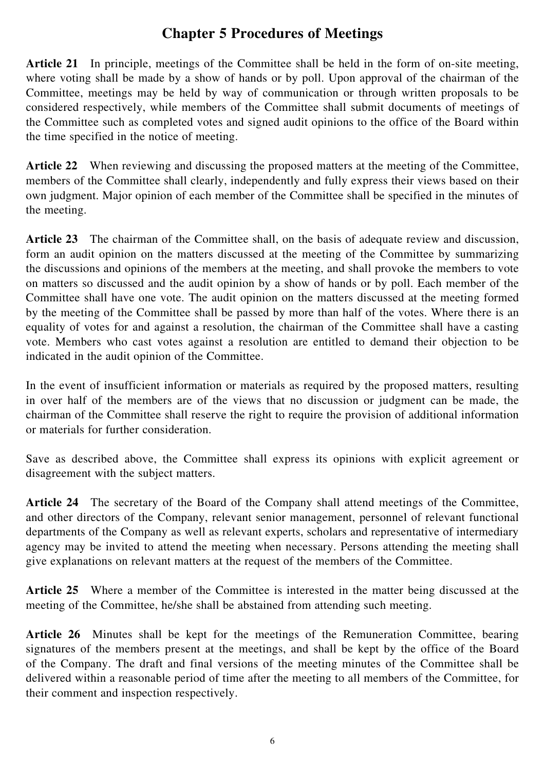## Chapter 5 Procedures of Meetings

**Article 21** In principle, meetings of the Committee shall be held in the form of on-site meeting, where voting shall be made by a show of hands or by poll. Upon approval of the chairman of the Committee, meetings may be held by way of communication or through written proposals to be considered respectively, while members of the Committee shall submit documents of meetings of the Committee such as completed votes and signed audit opinions to the office of the Board within the time specified in the notice of meeting.

**Article 22** When reviewing and discussing the proposed matters at the meeting of the Committee, members of the Committee shall clearly, independently and fully express their views based on their own judgment. Major opinion of each member of the Committee shall be specified in the minutes of the meeting.

**Article 23** The chairman of the Committee shall, on the basis of adequate review and discussion, form an audit opinion on the matters discussed at the meeting of the Committee by summarizing the discussions and opinions of the members at the meeting, and shall provoke the members to vote on matters so discussed and the audit opinion by a show of hands or by poll. Each member of the Committee shall have one vote. The audit opinion on the matters discussed at the meeting formed by the meeting of the Committee shall be passed by more than half of the votes. Where there is an equality of votes for and against a resolution, the chairman of the Committee shall have a casting vote. Members who cast votes against a resolution are entitled to demand their objection to be indicated in the audit opinion of the Committee.

In the event of insufficient information or materials as required by the proposed matters, resulting in over half of the members are of the views that no discussion or judgment can be made, the chairman of the Committee shall reserve the right to require the provision of additional information or materials for further consideration.

Save as described above, the Committee shall express its opinions with explicit agreement or disagreement with the subject matters.

**Article 24** The secretary of the Board of the Company shall attend meetings of the Committee, and other directors of the Company, relevant senior management, personnel of relevant functional departments of the Company as well as relevant experts, scholars and representative of intermediary agency may be invited to attend the meeting when necessary. Persons attending the meeting shall give explanations on relevant matters at the request of the members of the Committee.

**Article 25** Where a member of the Committee is interested in the matter being discussed at the meeting of the Committee, he/she shall be abstained from attending such meeting.

**Article 26** Minutes shall be kept for the meetings of the Remuneration Committee, bearing signatures of the members present at the meetings, and shall be kept by the office of the Board of the Company. The draft and final versions of the meeting minutes of the Committee shall be delivered within a reasonable period of time after the meeting to all members of the Committee, for their comment and inspection respectively.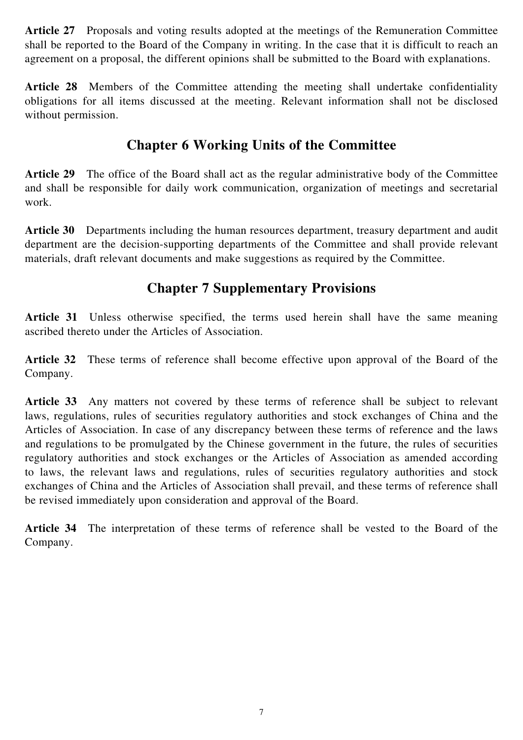**Article 27** Proposals and voting results adopted at the meetings of the Remuneration Committee shall be reported to the Board of the Company in writing. In the case that it is difficult to reach an agreement on a proposal, the different opinions shall be submitted to the Board with explanations.

**Article 28** Members of the Committee attending the meeting shall undertake confidentiality obligations for all items discussed at the meeting. Relevant information shall not be disclosed without permission.

## Chapter 6 Working Units of the Committee

**Article 29** The office of the Board shall act as the regular administrative body of the Committee and shall be responsible for daily work communication, organization of meetings and secretarial work.

**Article 30** Departments including the human resources department, treasury department and audit department are the decision-supporting departments of the Committee and shall provide relevant materials, draft relevant documents and make suggestions as required by the Committee.

## Chapter 7 Supplementary Provisions

**Article 31** Unless otherwise specified, the terms used herein shall have the same meaning ascribed thereto under the Articles of Association.

**Article 32** These terms of reference shall become effective upon approval of the Board of the Company.

**Article 33** Any matters not covered by these terms of reference shall be subject to relevant laws, regulations, rules of securities regulatory authorities and stock exchanges of China and the Articles of Association. In case of any discrepancy between these terms of reference and the laws and regulations to be promulgated by the Chinese government in the future, the rules of securities regulatory authorities and stock exchanges or the Articles of Association as amended according to laws, the relevant laws and regulations, rules of securities regulatory authorities and stock exchanges of China and the Articles of Association shall prevail, and these terms of reference shall be revised immediately upon consideration and approval of the Board.

**Article 34** The interpretation of these terms of reference shall be vested to the Board of the Company.